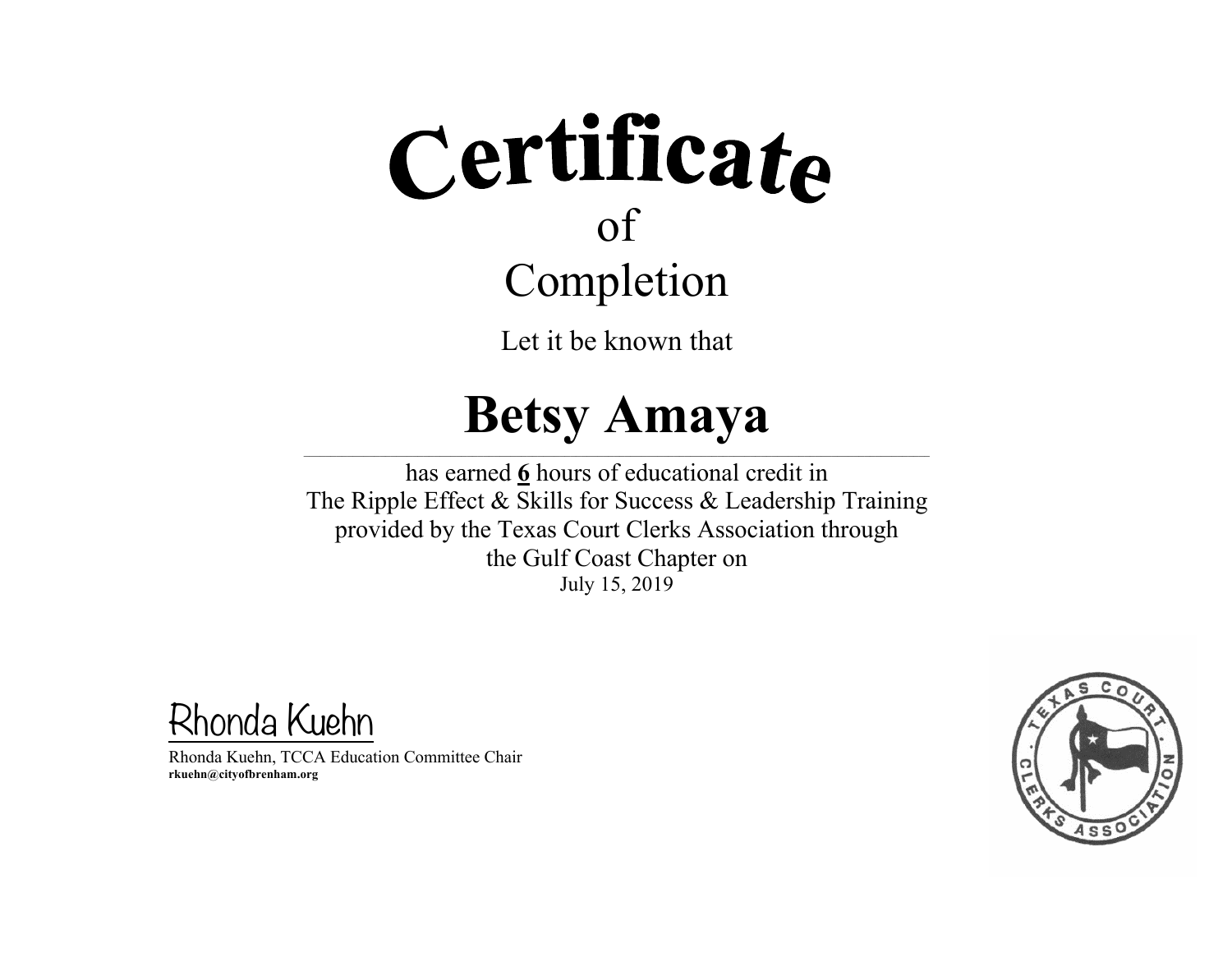# Certificate

## of

## Completion

Let it be known that

# Betsy Amaya

has earned **6** hours of educational credit in
The Ripple Effect & Skills for Success & Leadership Training
provided by the Texas Court Clerks Association through
the Gulf Coast Chapter on
July 15, 2019

Rhonda Kuehn

Rhonda Kuehn, TCCA Education Committee Chair
**rkuehn@cityofbrenham.org**

TEXAS COURT CLERKS ASSOCIATION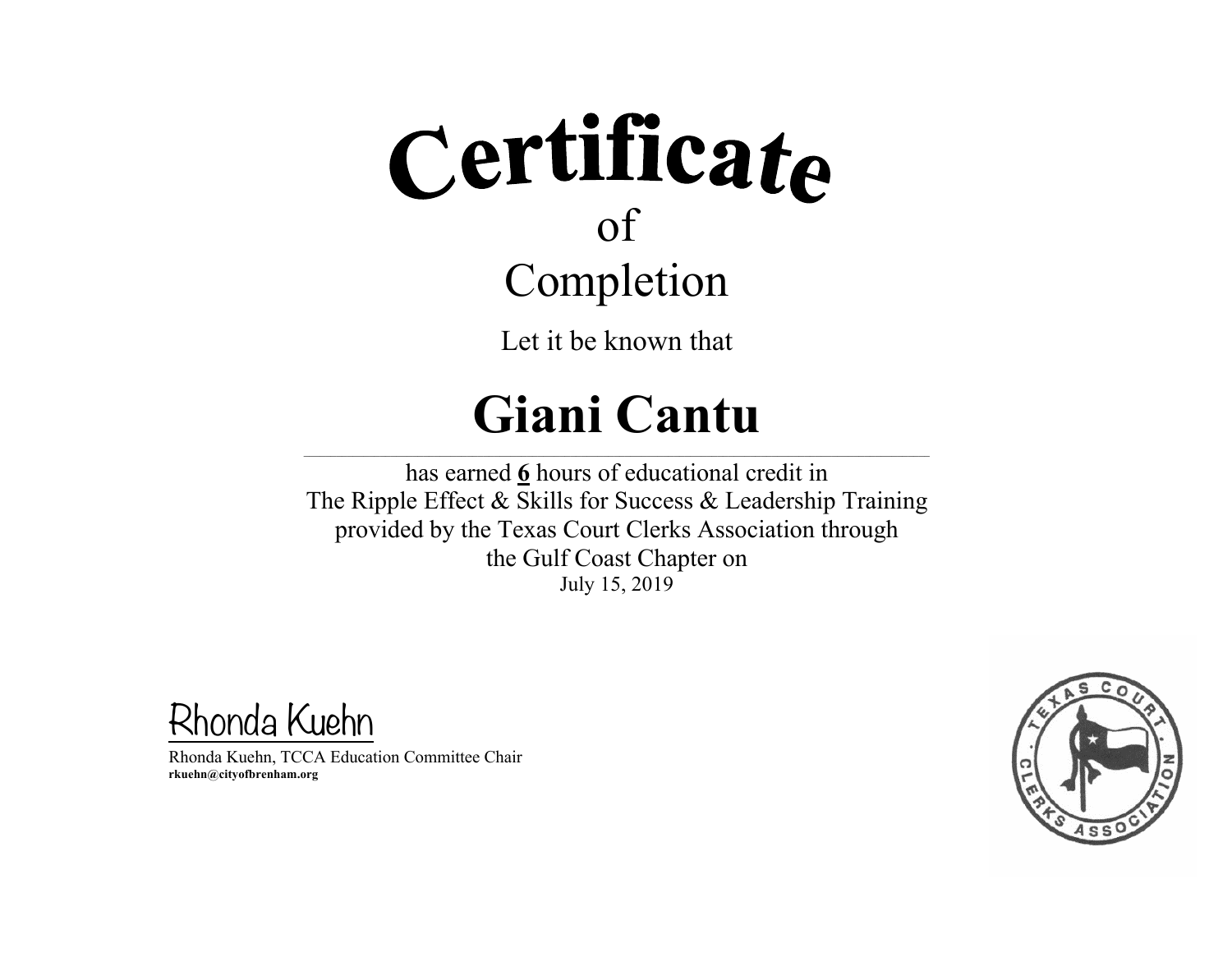# Certificate

of

Completion

Let it be known that

## Giani Cantu

has earned **6** hours of educational credit in
The Ripple Effect & Skills for Success & Leadership Training
provided by the Texas Court Clerks Association through
the Gulf Coast Chapter on
July 15, 2019

Rhonda Kuehn

Rhonda Kuehn, TCCA Education Committee Chair
**rkuehn@cityofbrenham.org**

TEXAS COURT CLERKS ASSOCIATION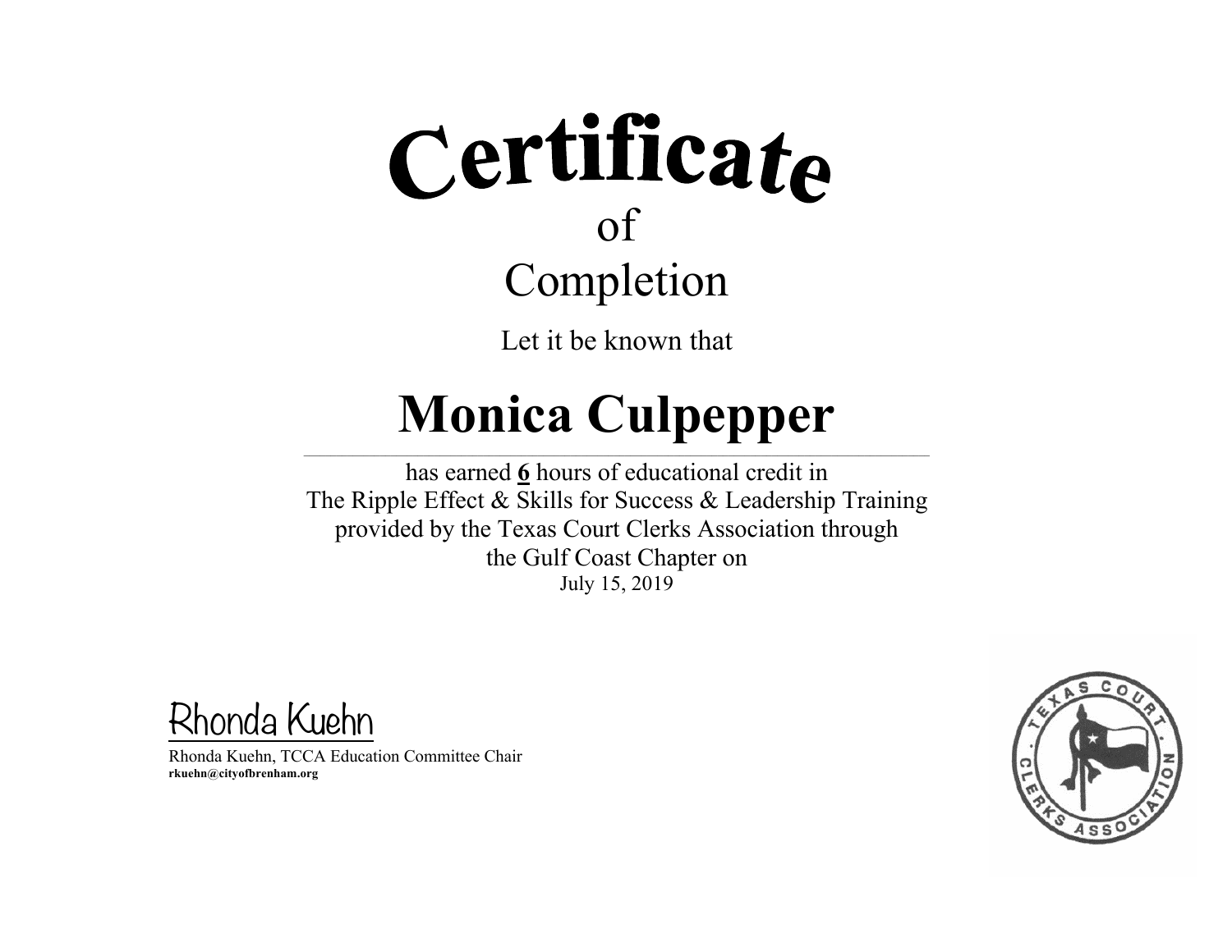# Certificate

of

Completion

Let it be known that

# Monica Culpepper

has earned **6** hours of educational credit in
The Ripple Effect & Skills for Success & Leadership Training
provided by the Texas Court Clerks Association through
the Gulf Coast Chapter on
July 15, 2019

Rhonda Kuehn

Rhonda Kuehn, TCCA Education Committee Chair
**rkuehn@cityofbrenham.org**

TEXAS COURT CLERKS ASSOCIATION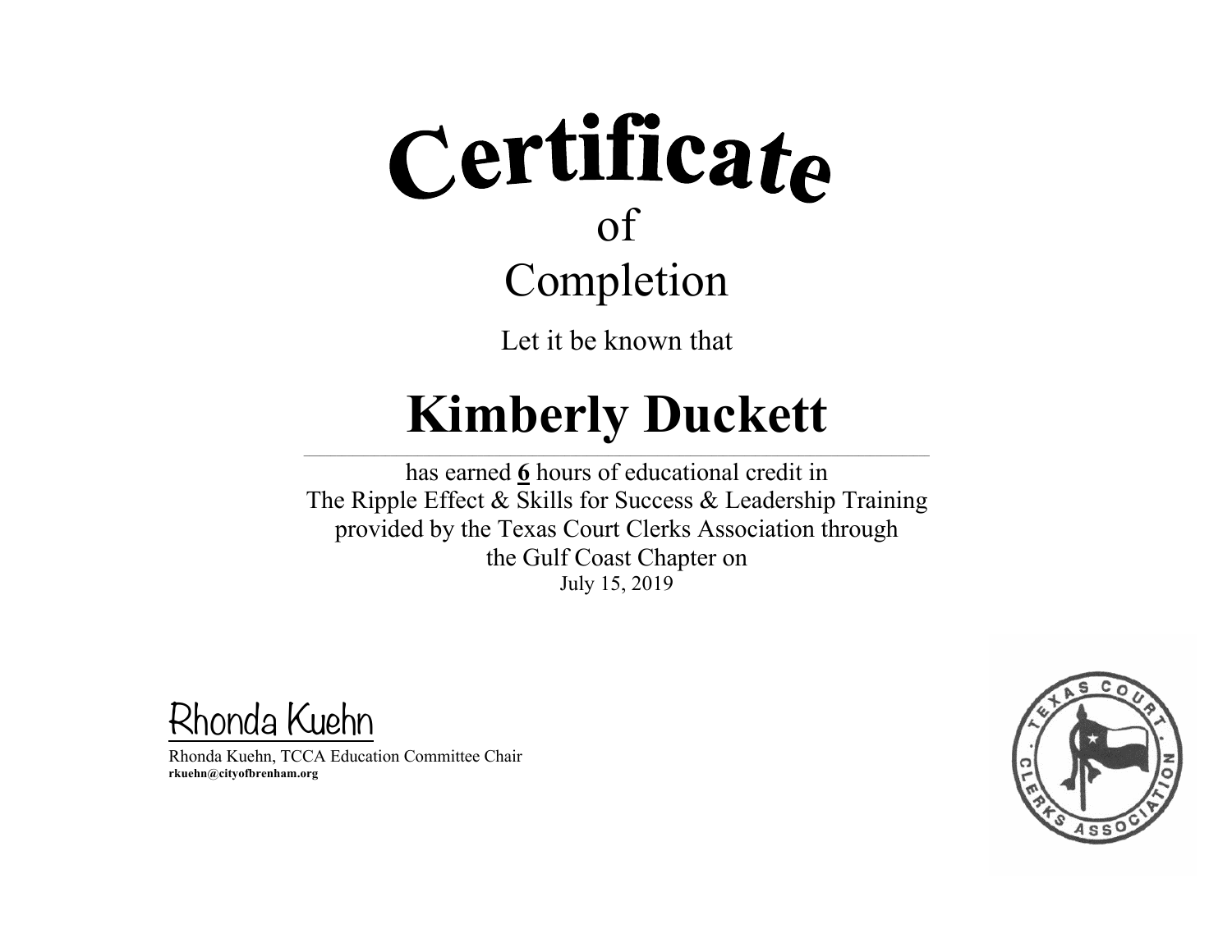# Certificate

of

Completion

Let it be known that

## Kimberly Duckett

has earned **6** hours of educational credit in
The Ripple Effect & Skills for Success & Leadership Training
provided by the Texas Court Clerks Association through
the Gulf Coast Chapter on
July 15, 2019

Rhonda Kuehn

Rhonda Kuehn, TCCA Education Committee Chair
**rkuehn@cityofbrenham.org**

TEXAS COURT CLERKS ASSOCIATION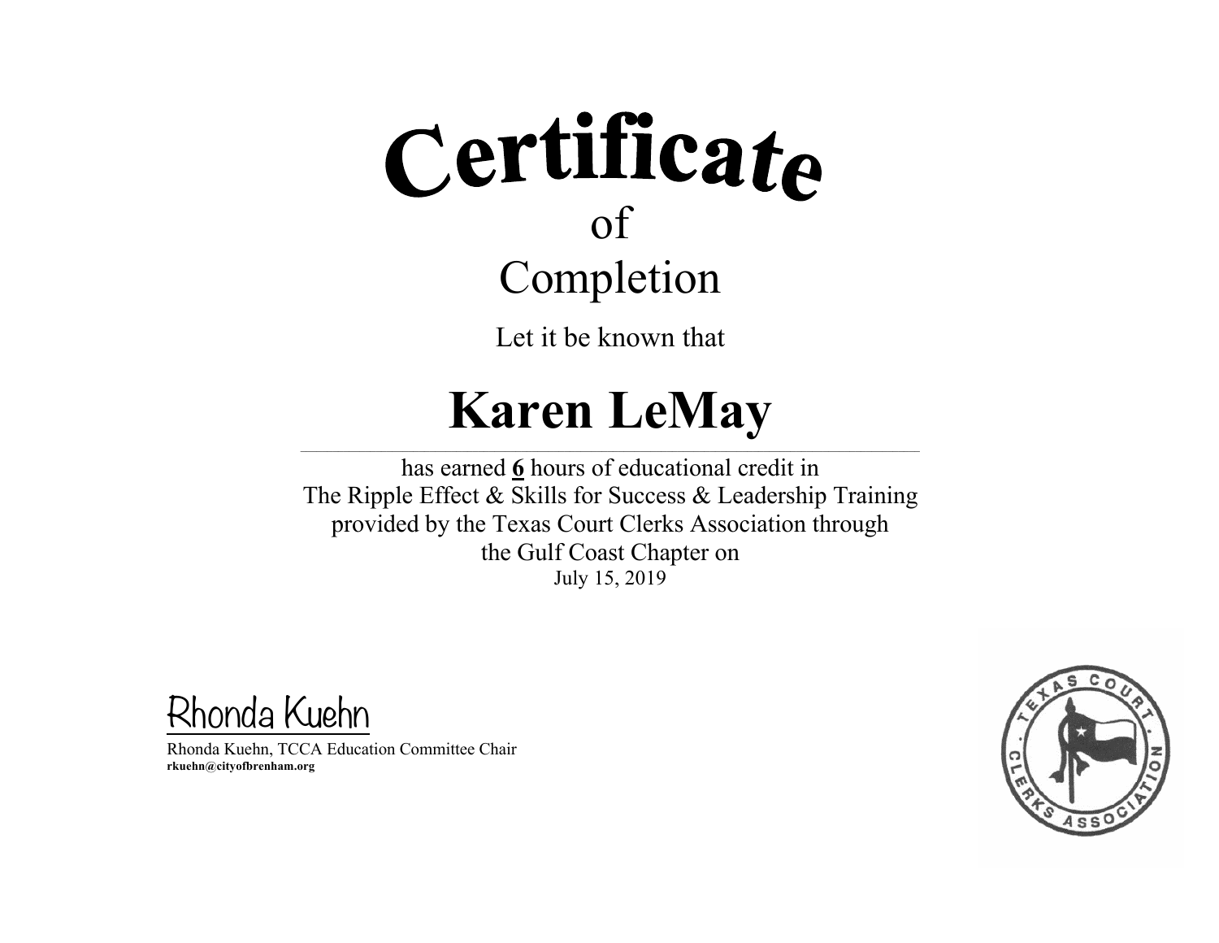# Certificate

of

Completion

Let it be known that

# Karen LeMay

has earned **6** hours of educational credit in
The Ripple Effect & Skills for Success & Leadership Training
provided by the Texas Court Clerks Association through
the Gulf Coast Chapter on
July 15, 2019

Rhonda Kuehn

Rhonda Kuehn, TCCA Education Committee Chair
**rkuehn@cityofbrenham.org**

TEXAS COURT CLERKS ASSOCIATION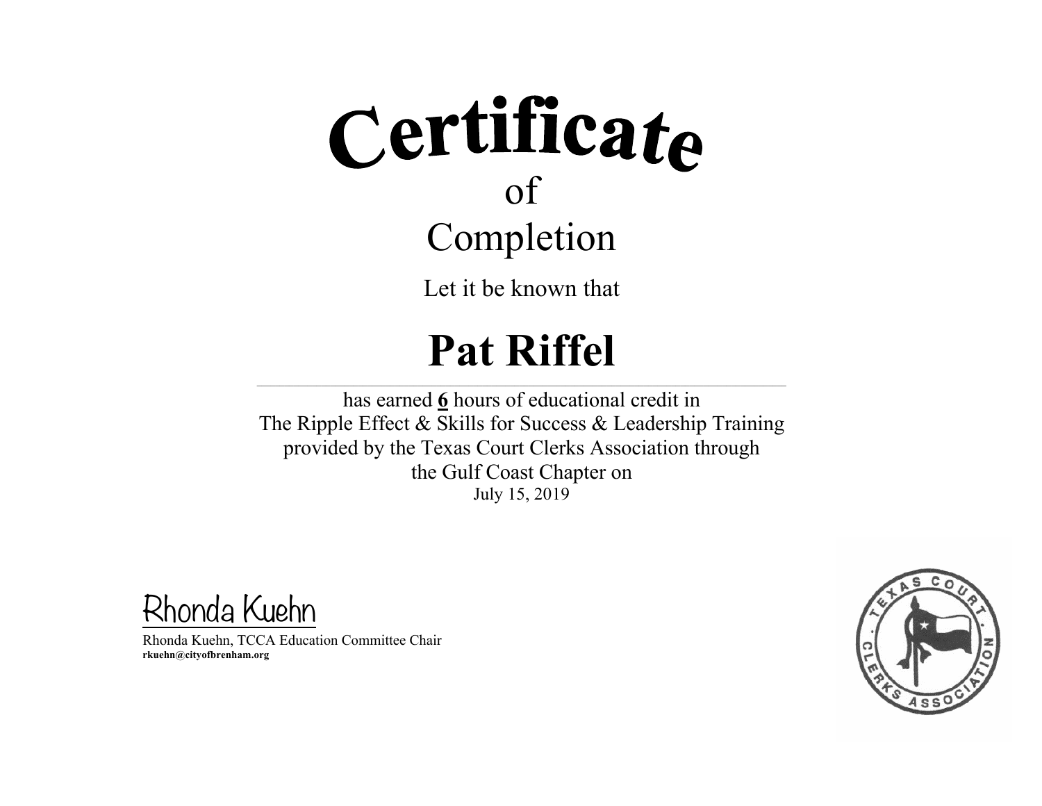# Certificate

of

## Completion

Let it be known that

# Pat Riffel

---

has earned **6** hours of educational credit in
The Ripple Effect & Skills for Success & Leadership Training
provided by the Texas Court Clerks Association through
the Gulf Coast Chapter on
July 15, 2019

Rhonda Kuehn

Rhonda Kuehn, TCCA Education Committee Chair
**rkuehn@cityofbrenham.org**

TEXAS COURT CLERKS ASSOCIATION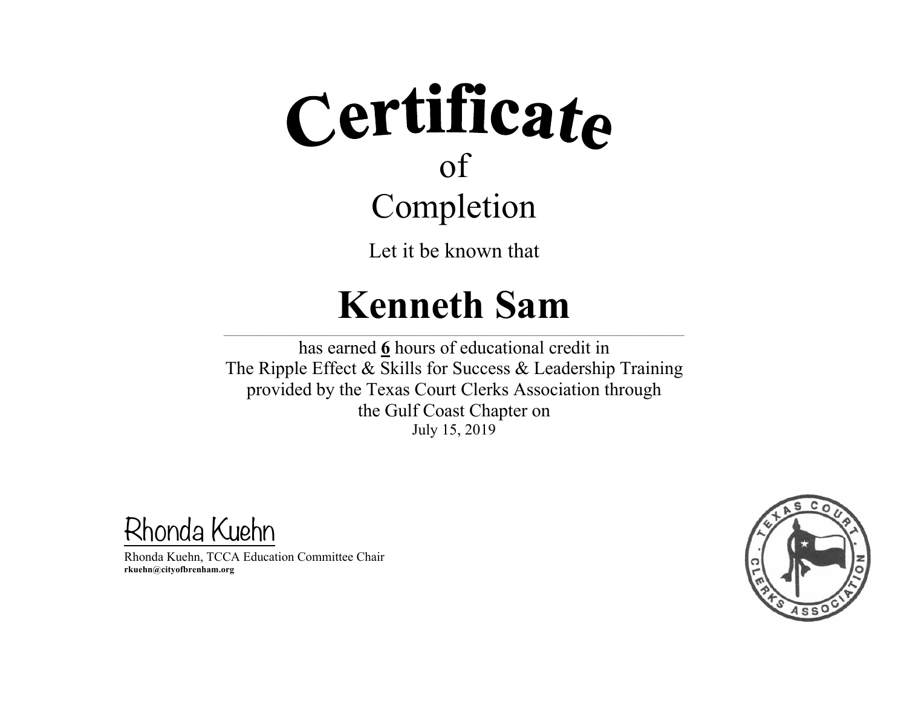# Certificate

## of

## Completion

Let it be known that

# Kenneth Sam

---

has earned **6** hours of educational credit in
The Ripple Effect & Skills for Success & Leadership Training
provided by the Texas Court Clerks Association through
the Gulf Coast Chapter on
July 15, 2019

Rhonda Kuehn

Rhonda Kuehn, TCCA Education Committee Chair
**rkuehn@cityofbrenham.org**

TEXAS COURT CLERKS ASSOCIATION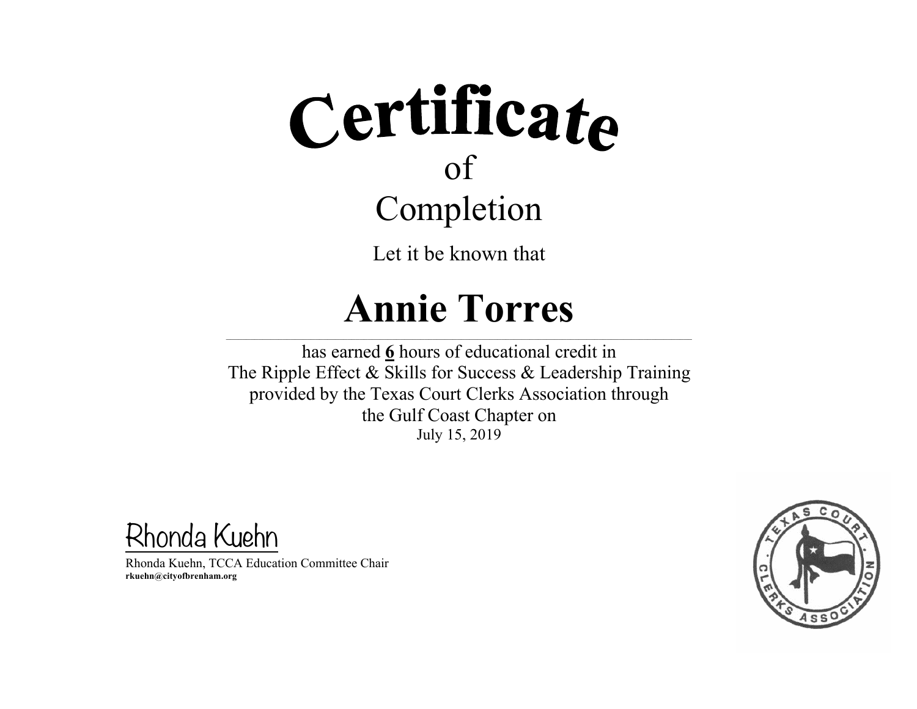# Certificate

## of

## Completion

Let it be known that

# Annie Torres

has earned **6** hours of educational credit in
The Ripple Effect & Skills for Success & Leadership Training
provided by the Texas Court Clerks Association through
the Gulf Coast Chapter on
July 15, 2019

Rhonda Kuehn

Rhonda Kuehn, TCCA Education Committee Chair
**rkuehn@cityofbrenham.org**

TEXAS COURT CLERKS ASSOCIATION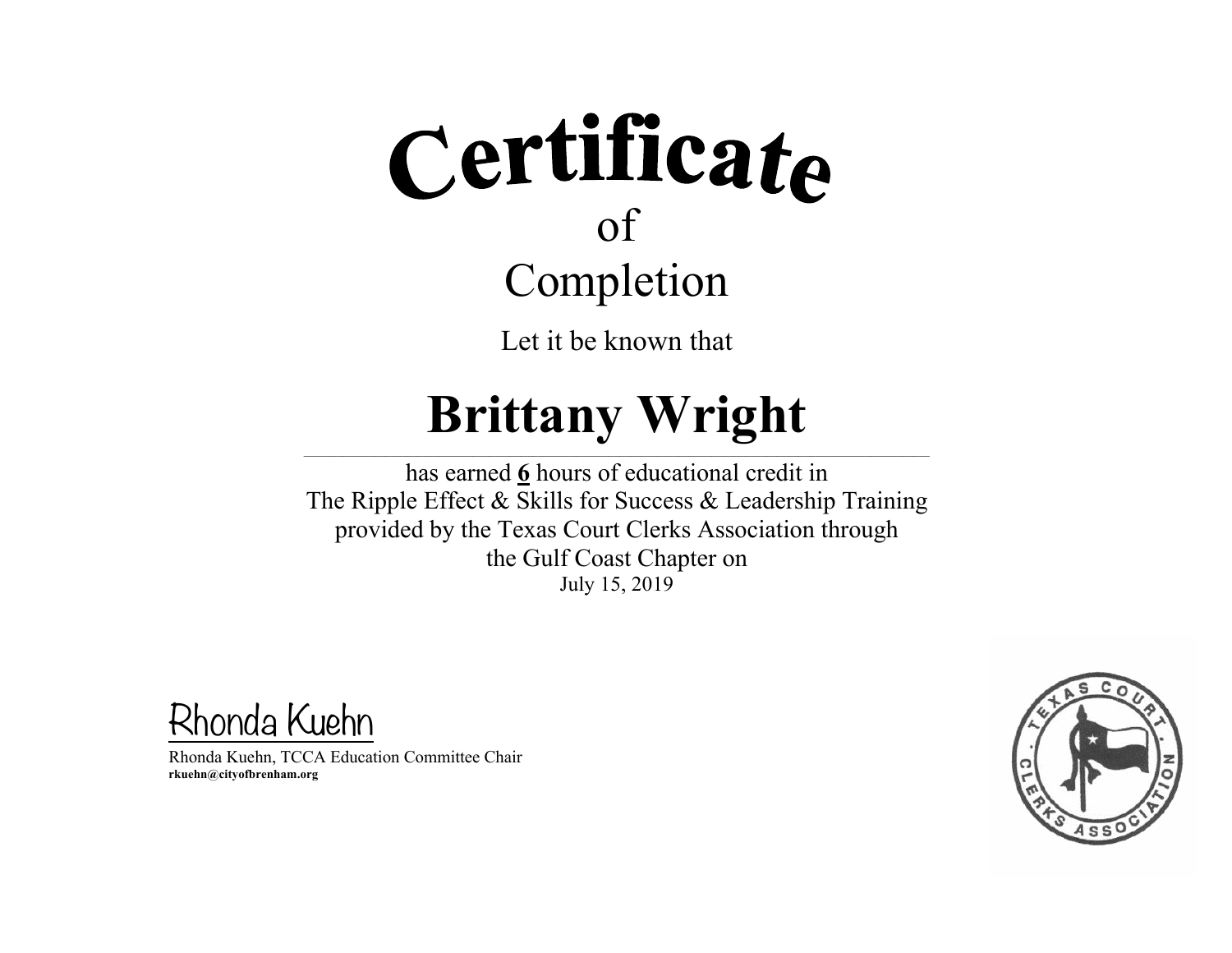# Certificate

of

Completion

Let it be known that

# Brittany Wright

has earned **6** hours of educational credit in
The Ripple Effect & Skills for Success & Leadership Training
provided by the Texas Court Clerks Association through
the Gulf Coast Chapter on
July 15, 2019

Rhonda Kuehn

Rhonda Kuehn, TCCA Education Committee Chair
**rkuehn@cityofbrenham.org**

TEXAS COURT CLERKS ASSOCIATION